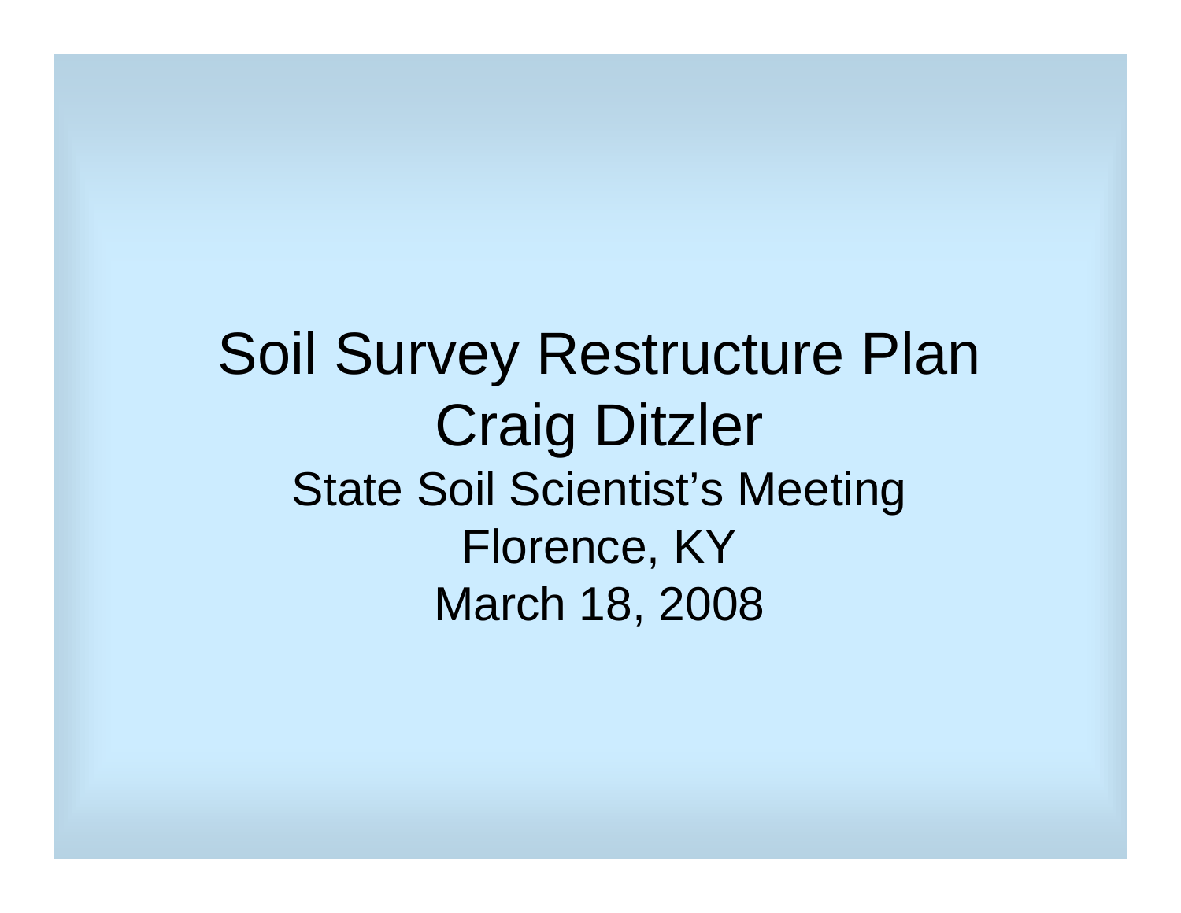# Soil Survey Restructure Plan

## Craig Ditzler

State Soil Scientist’s Meeting

Florence, KY

March 18, 2008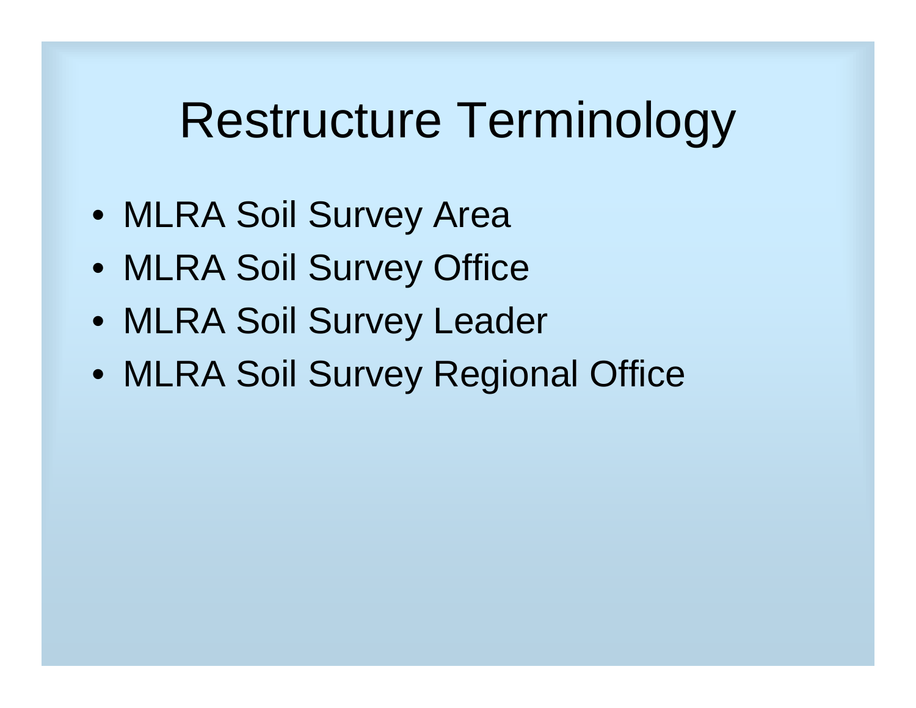# Restructure Terminology

- MLRA Soil Survey Area
- MLRA Soil Survey Office
- MLRA Soil Survey Leader
- MLRA Soil Survey Regional Office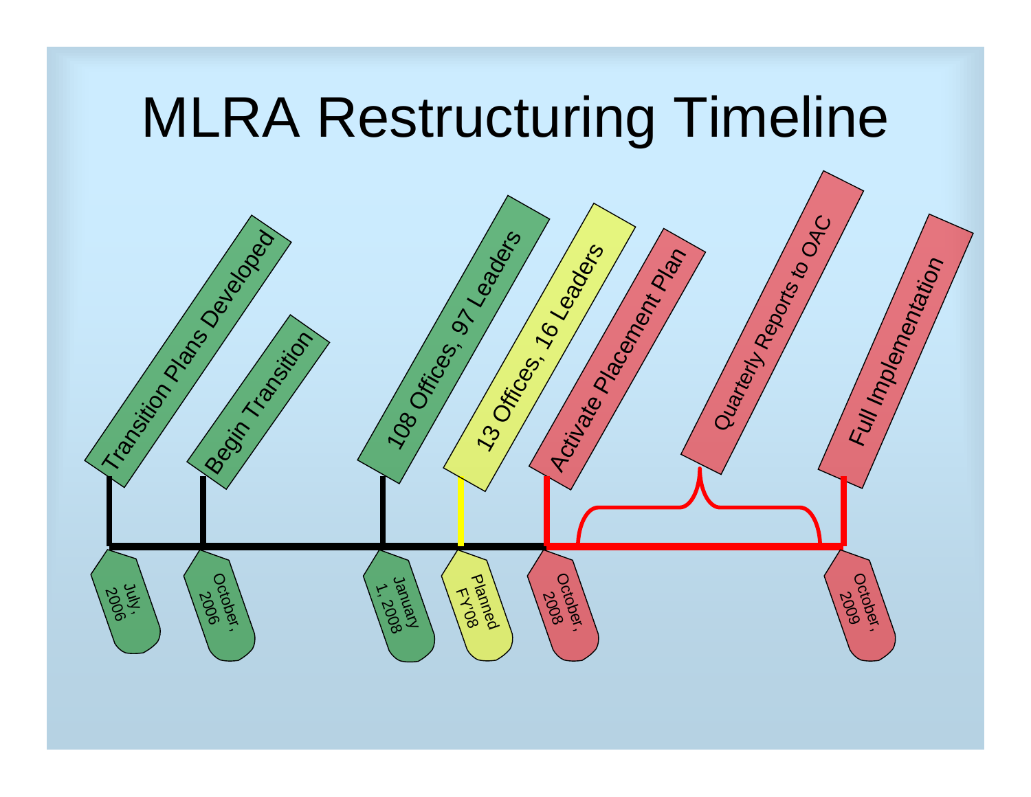# MLRA Restructuring Timeline

- July, 2006 — Transition Plans Developed
- October, 2006 — Begin Transition
- January 1, 2008 — 108 Offices, 97 Leaders
- Planned FY'08 — 13 Offices, 16 Leaders
- October, 2008 — Activate Placement Plan
- Quarterly Reports to OAC
- October, 2009 — Full Implementation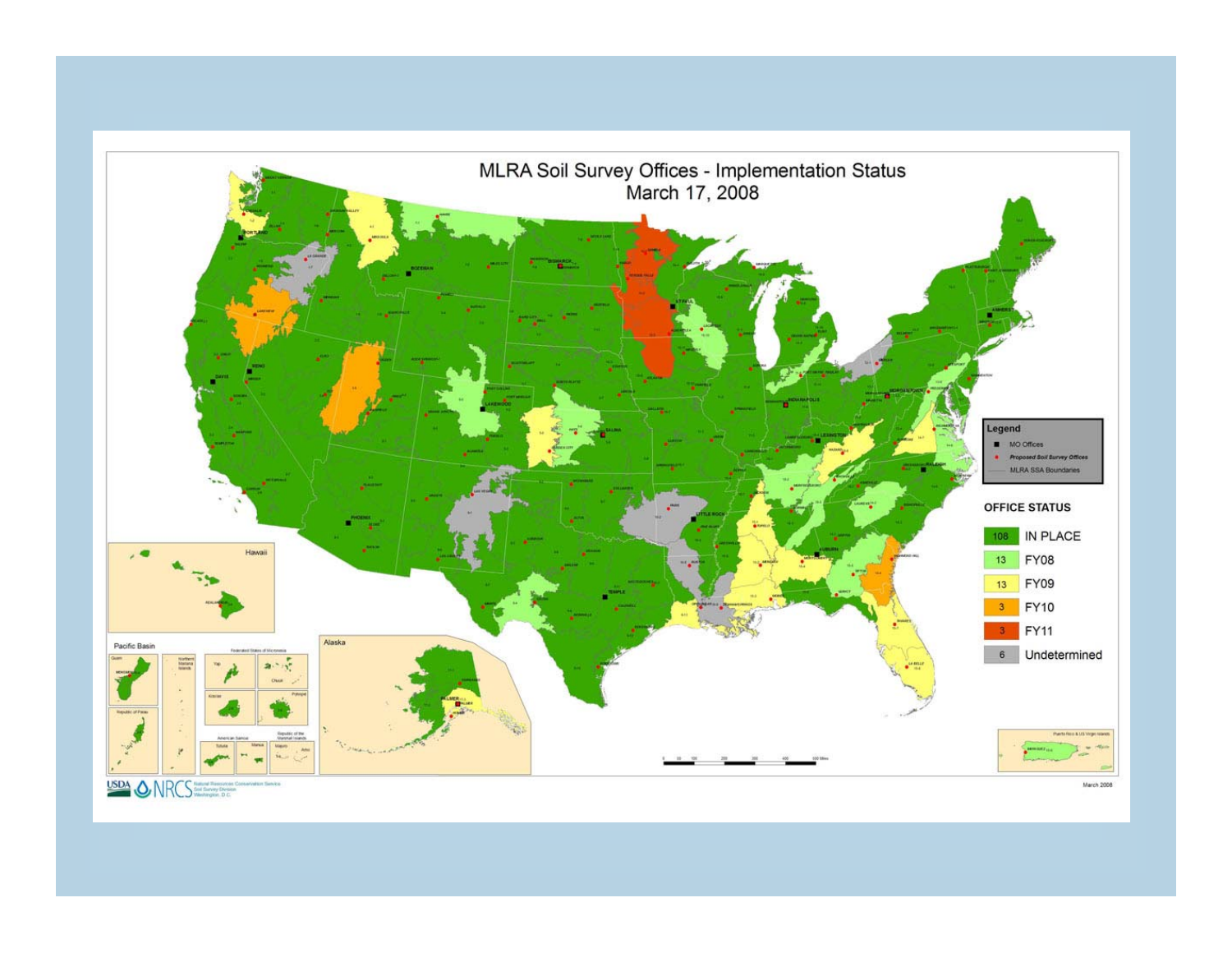# MLRA Soil Survey Offices - Implementation Status
March 17, 2008

**Legend**

- MO Offices
- *Proposed Soil Survey Offices*
- MLRA SSA Boundaries

**OFFICE STATUS**

| Count | Status |
| --- | --- |
| 108 | IN PLACE |
| 13 | FY08 |
| 13 | FY09 |
| 3 | FY10 |
| 3 | FY11 |
| 6 | Undetermined |

Hawaii

Pacific Basin

Alaska

USDA NRCS Natural Resources Conservation Service, Soil Survey Division, Washington, D.C.

March 2008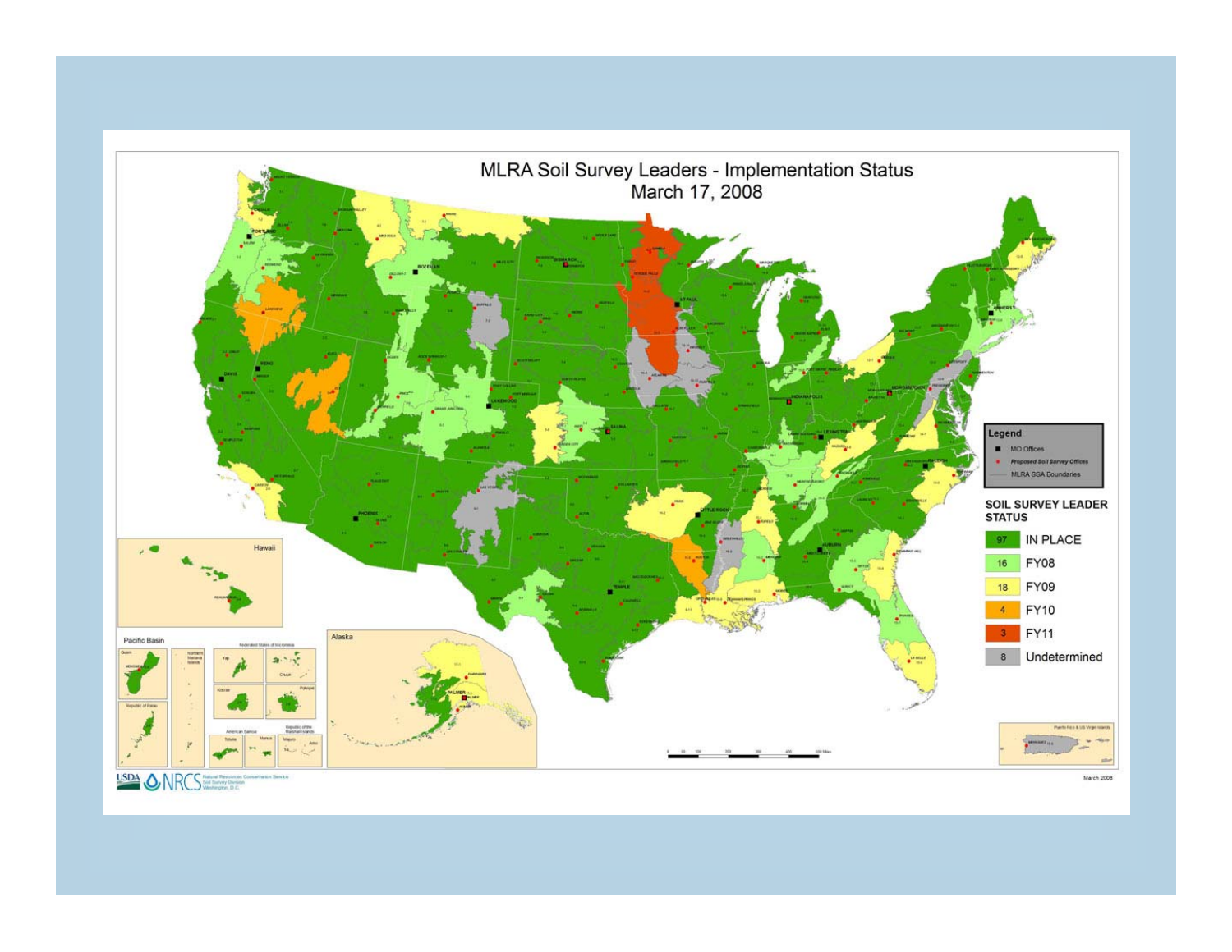# MLRA Soil Survey Leaders - Implementation Status
## March 17, 2008

**Legend**

- MO Offices
- *Proposed Soil Survey Offices*
- MLRA SSA Boundaries

**SOIL SURVEY LEADER STATUS**

| Count | Status |
| --- | --- |
| 97 | IN PLACE |
| 16 | FY08 |
| 18 | FY09 |
| 4 | FY10 |
| 3 | FY11 |
| 8 | Undetermined |

Hawaii

Pacific Basin

Alaska

USDA NRCS Natural Resources Conservation Service, Soil Survey Division, Washington, D.C.

March 2008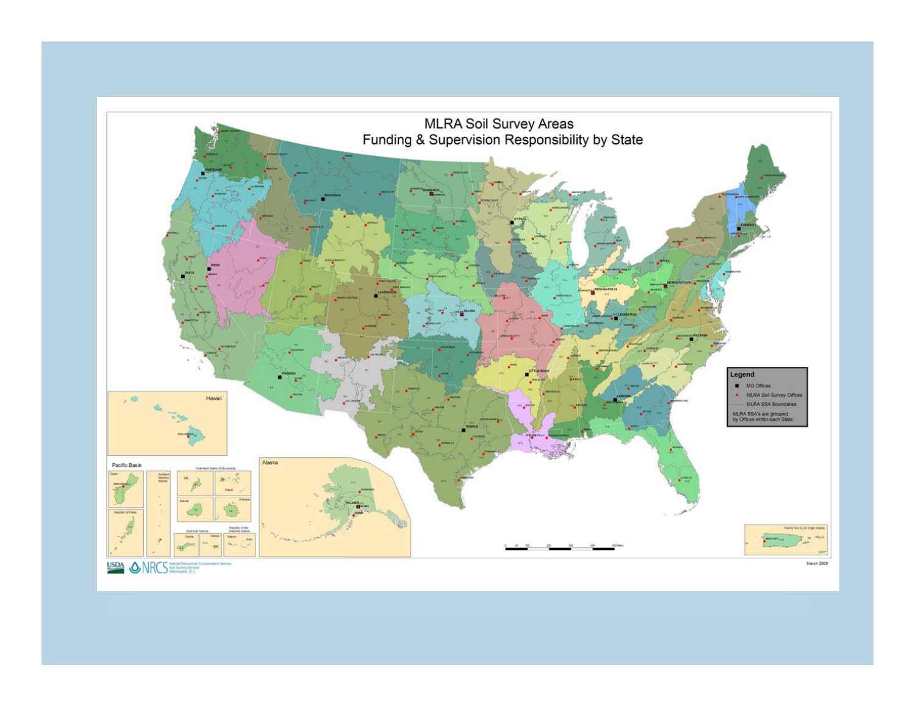# MLRA Soil Survey Areas
## Funding & Supervision Responsibility by State

**Legend**

- MO Offices
- *MLRA Soil Survey Offices*
- MLRA SSA Boundaries

MLRA SSA's are grouped by Offices within each State.

Hawaii

Pacific Basin

Alaska

USDA NRCS Natural Resources Conservation Service, Soil Survey Division, Washington, D.C.

March 2008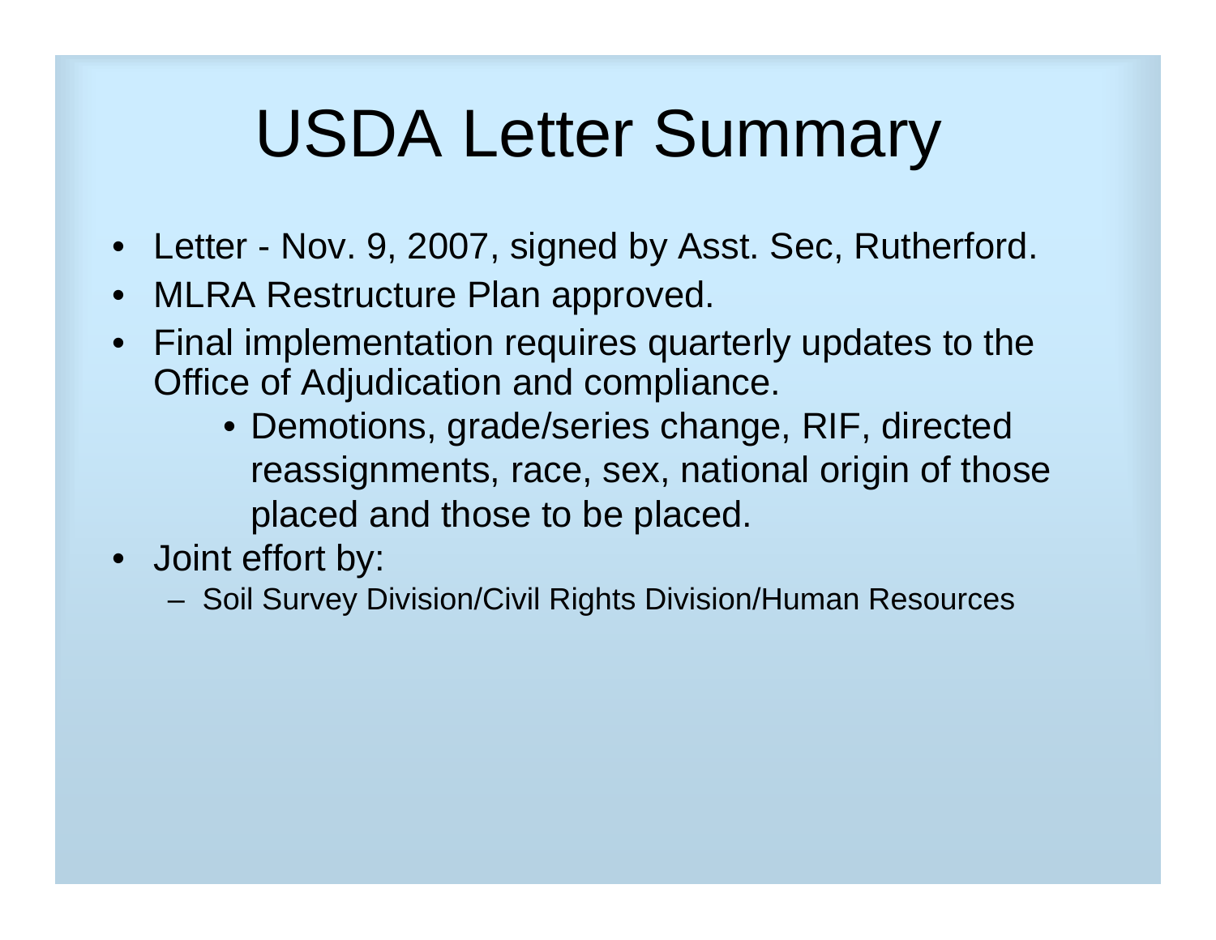# USDA Letter Summary

- Letter - Nov. 9, 2007, signed by Asst. Sec, Rutherford.
- MLRA Restructure Plan approved.
- Final implementation requires quarterly updates to the Office of Adjudication and compliance.
    - Demotions, grade/series change, RIF, directed reassignments, race, sex, national origin of those placed and those to be placed.
- Joint effort by:
    - Soil Survey Division/Civil Rights Division/Human Resources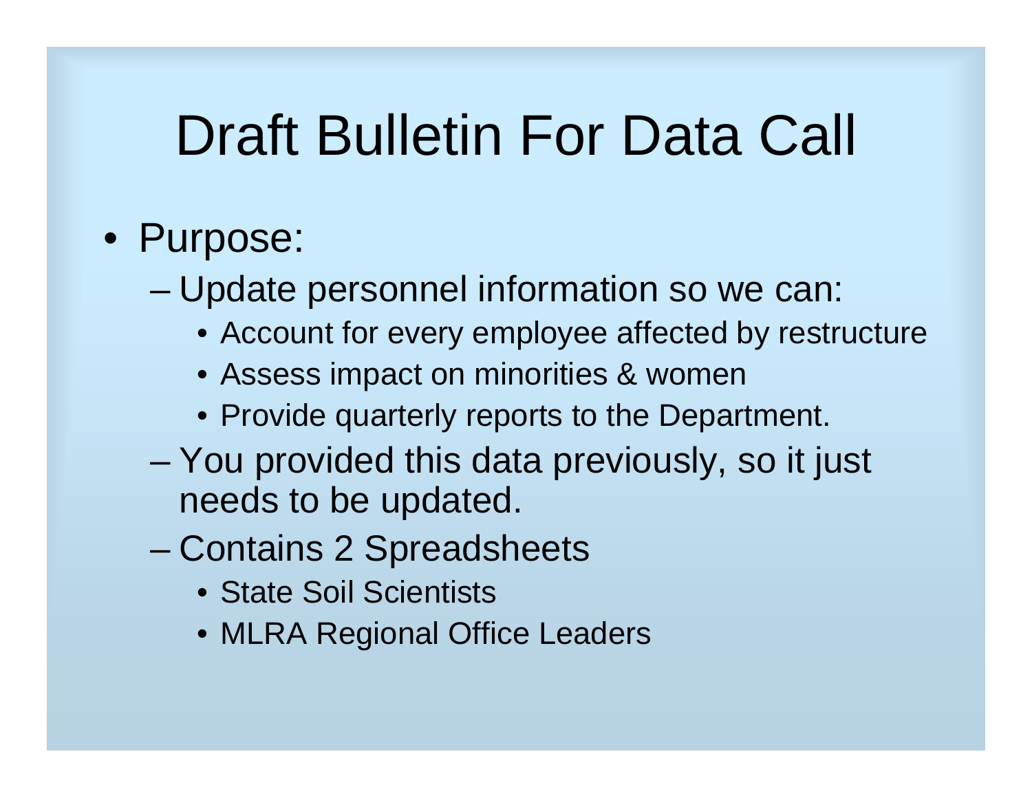# Draft Bulletin For Data Call

- Purpose:
  - Update personnel information so we can:
    - Account for every employee affected by restructure
    - Assess impact on minorities & women
    - Provide quarterly reports to the Department.
  - You provided this data previously, so it just needs to be updated.
  - Contains 2 Spreadsheets
    - State Soil Scientists
    - MLRA Regional Office Leaders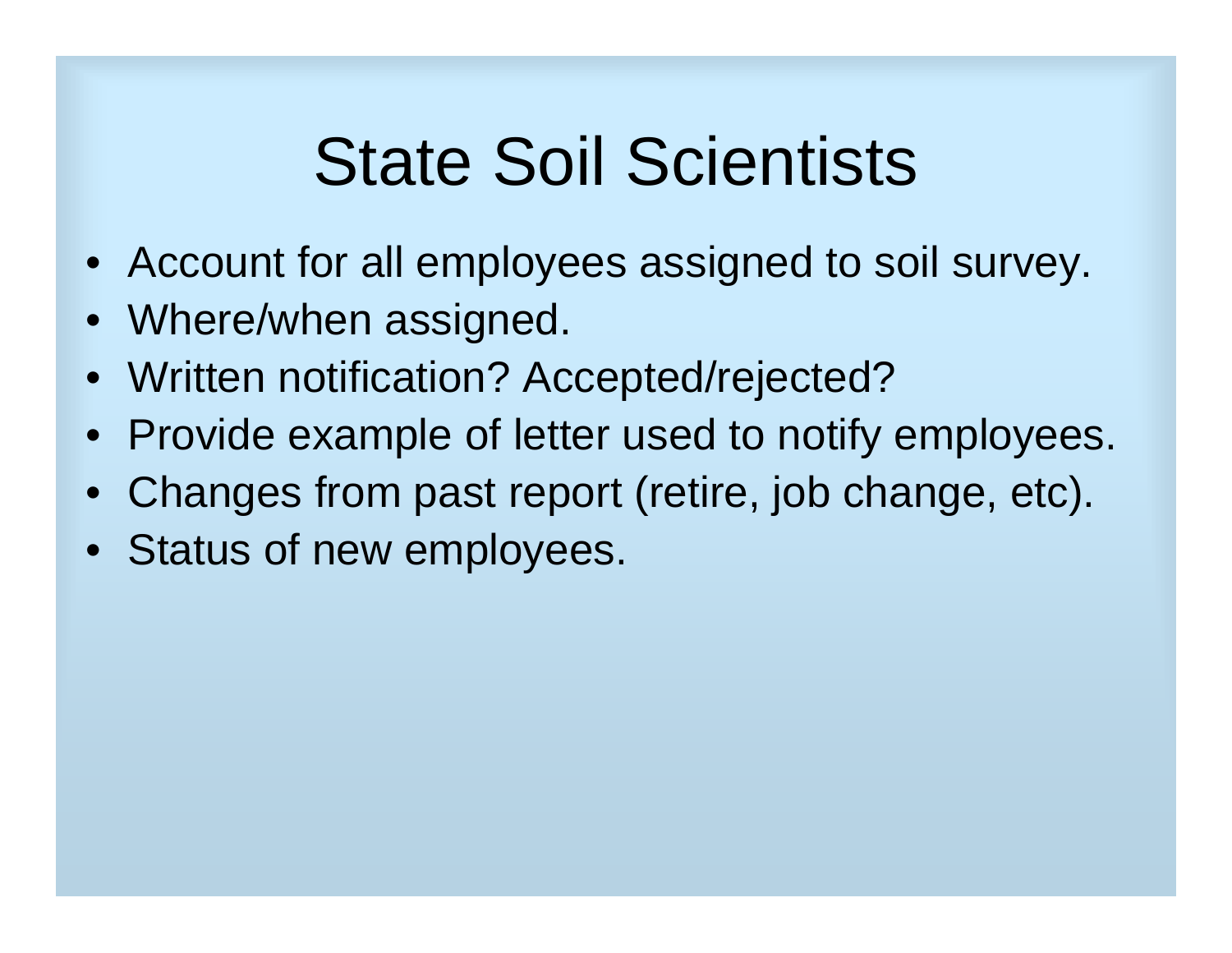# State Soil Scientists

- Account for all employees assigned to soil survey.
- Where/when assigned.
- Written notification? Accepted/rejected?
- Provide example of letter used to notify employees.
- Changes from past report (retire, job change, etc).
- Status of new employees.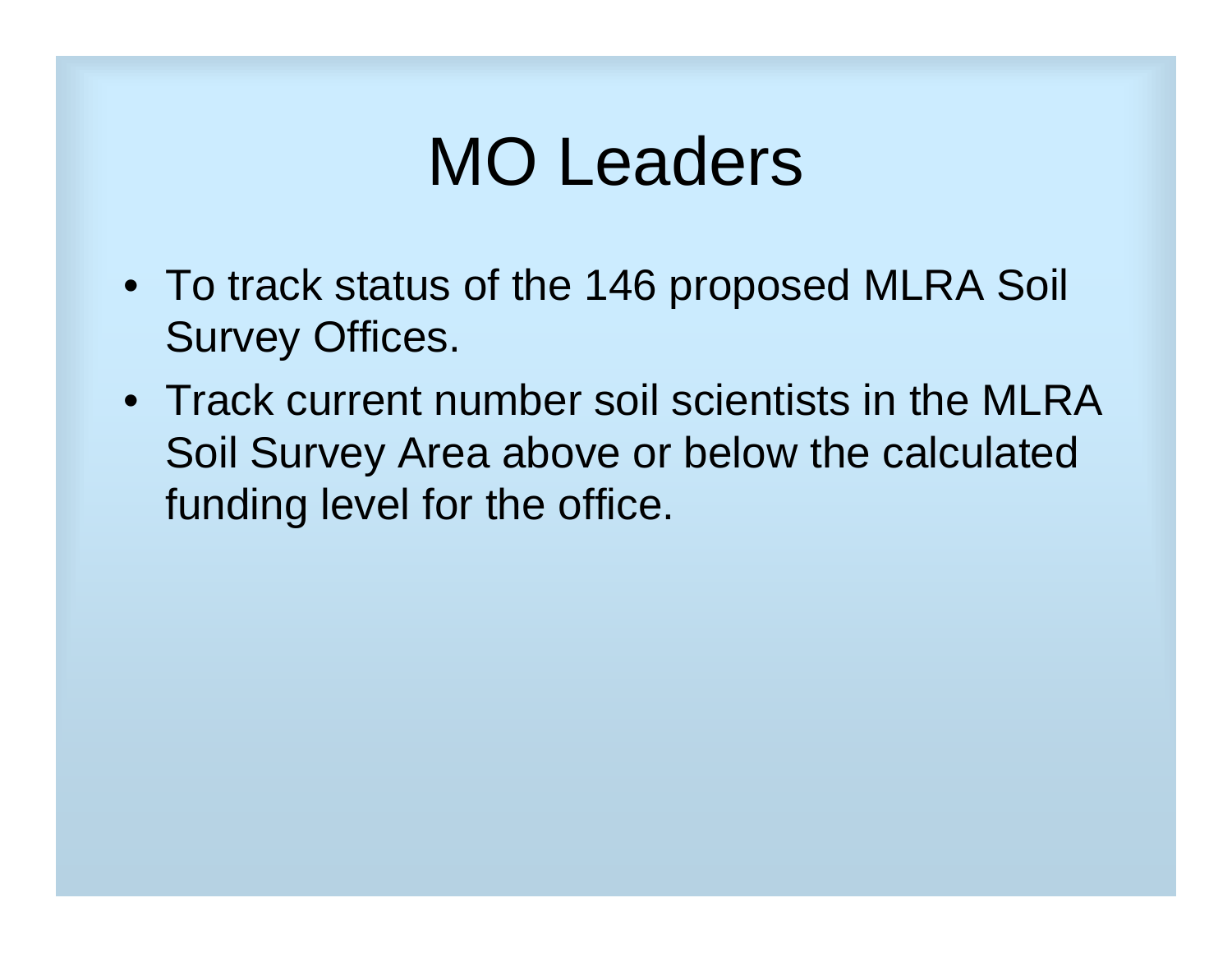# MO Leaders

- To track status of the 146 proposed MLRA Soil Survey Offices.
- Track current number soil scientists in the MLRA Soil Survey Area above or below the calculated funding level for the office.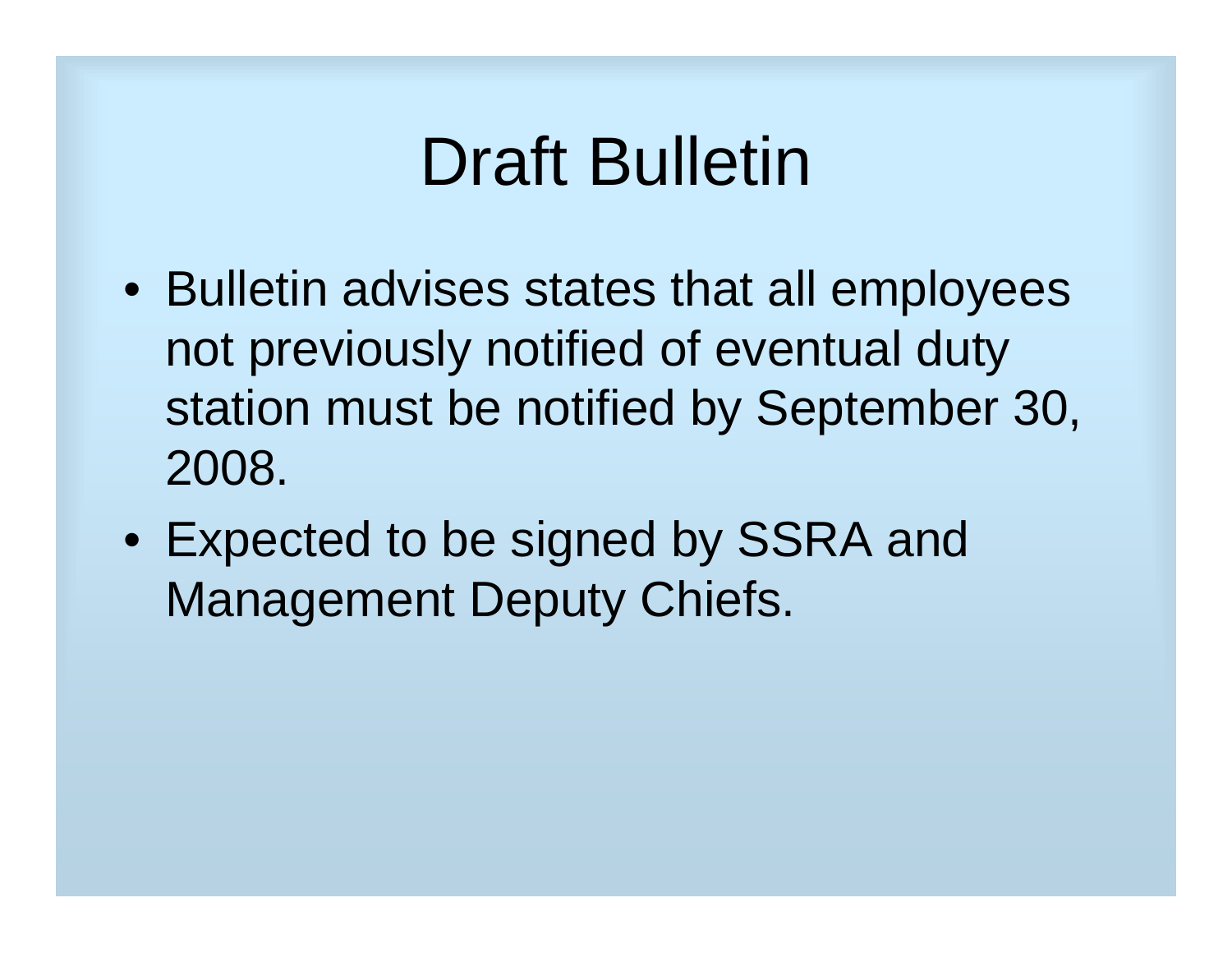# Draft Bulletin

- Bulletin advises states that all employees not previously notified of eventual duty station must be notified by September 30, 2008.
- Expected to be signed by SSRA and Management Deputy Chiefs.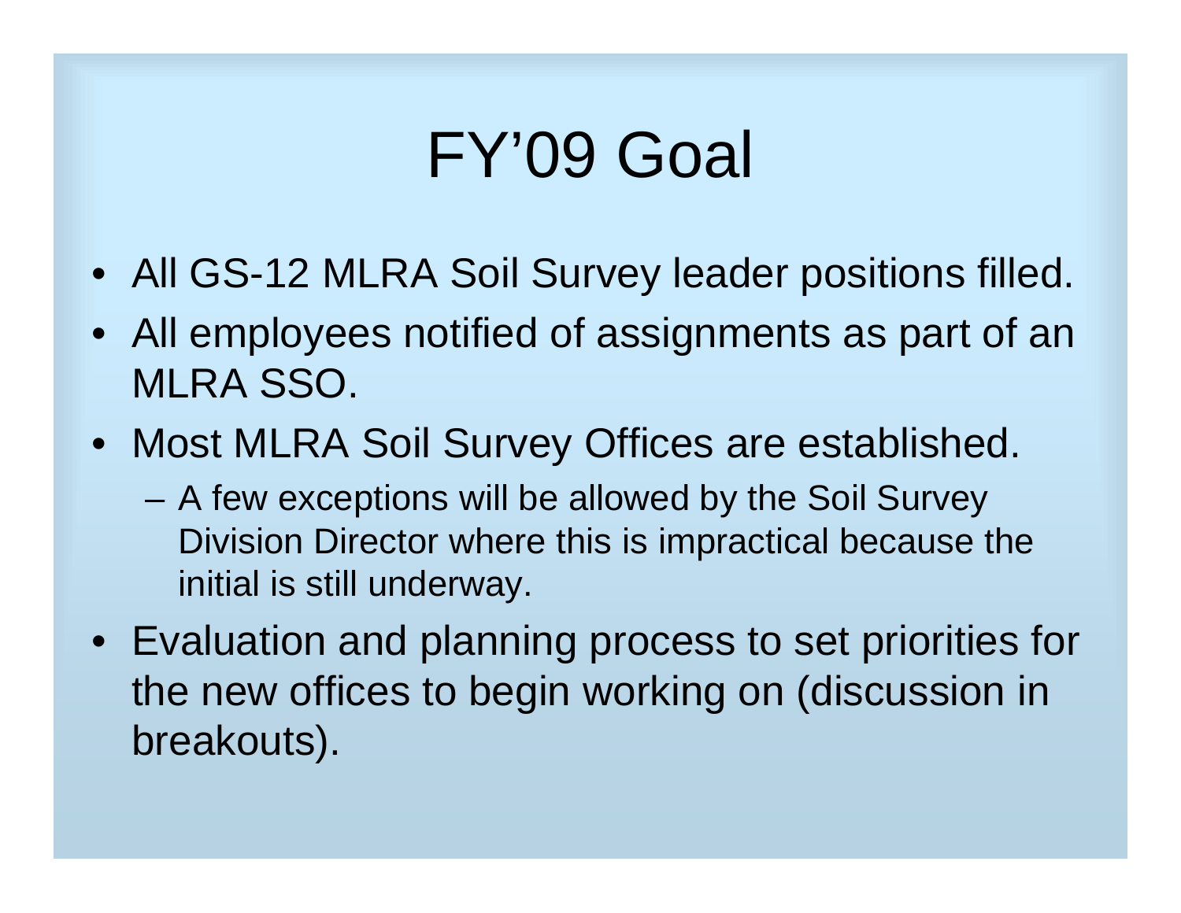# FY'09 Goal

- All GS-12 MLRA Soil Survey leader positions filled.
- All employees notified of assignments as part of an MLRA SSO.
- Most MLRA Soil Survey Offices are established.
  - A few exceptions will be allowed by the Soil Survey Division Director where this is impractical because the initial is still underway.
- Evaluation and planning process to set priorities for the new offices to begin working on (discussion in breakouts).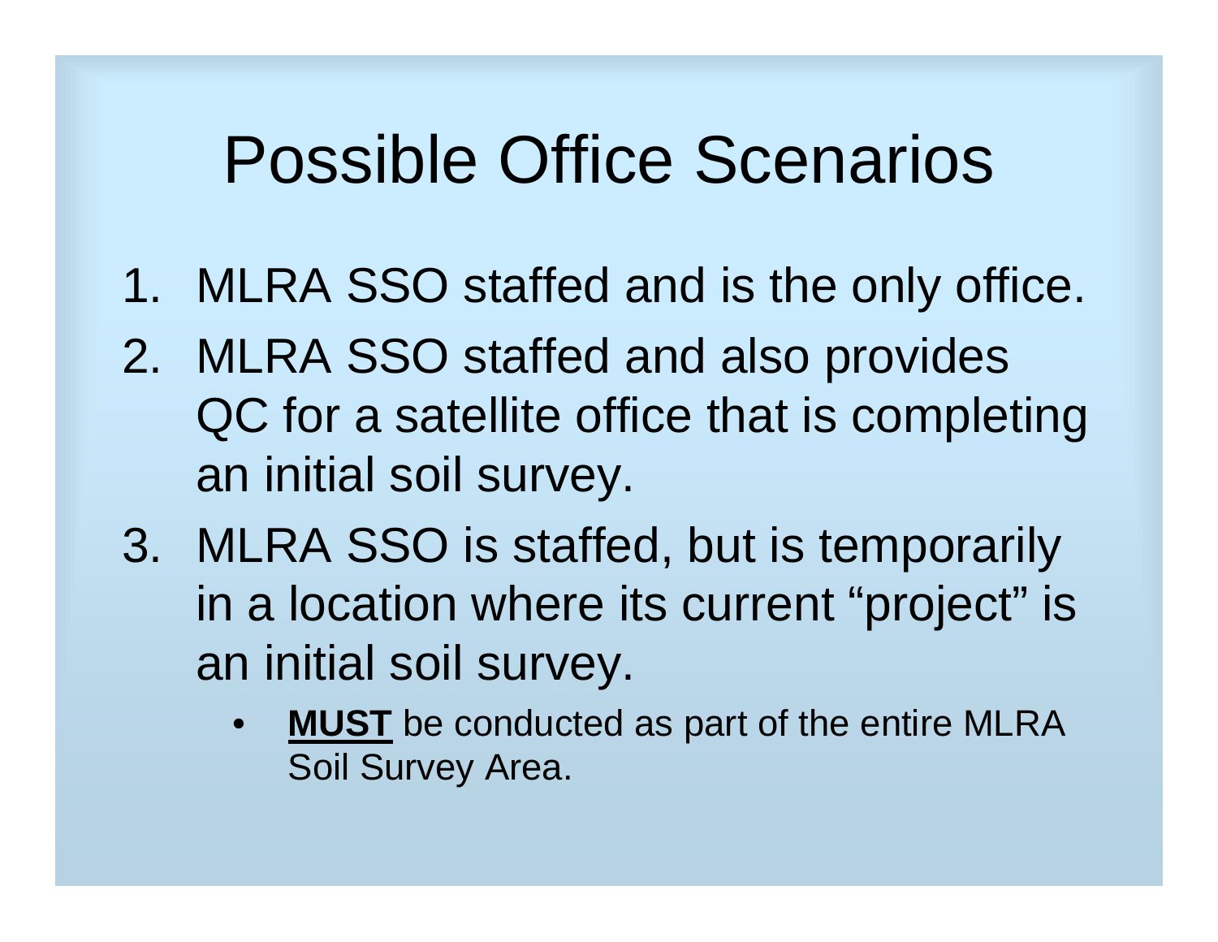# Possible Office Scenarios

1. MLRA SSO staffed and is the only office.
2. MLRA SSO staffed and also provides QC for a satellite office that is completing an initial soil survey.
3. MLRA SSO is staffed, but is temporarily in a location where its current “project” is an initial soil survey.
   - **MUST** be conducted as part of the entire MLRA Soil Survey Area.